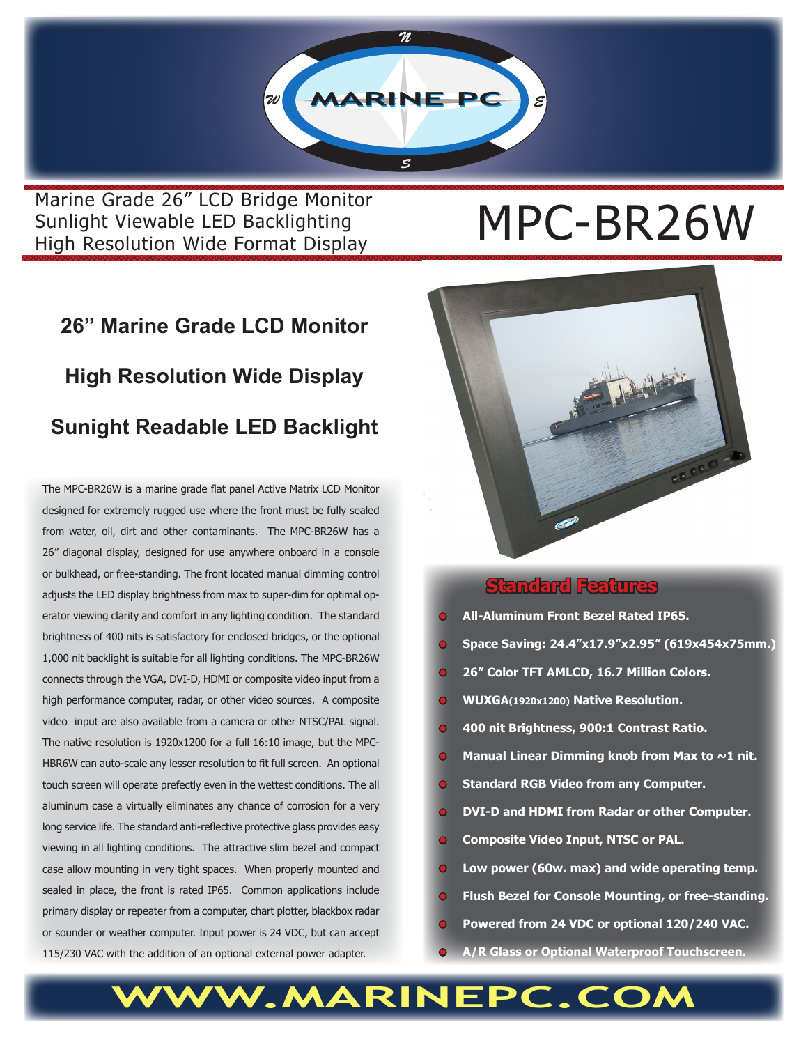MARINE PC

Marine Grade 26" LCD Bridge Monitor
Sunlight Viewable LED Backlighting
High Resolution Wide Format Display

# MPC-BR26W

## 26" Marine Grade LCD Monitor

## High Resolution Wide Display

## Sunight Readable LED Backlight

The MPC-BR26W is a marine grade flat panel Active Matrix LCD Monitor designed for extremely rugged use where the front must be fully sealed from water, oil, dirt and other contaminants. The MPC-BR26W has a 26" diagonal display, designed for use anywhere onboard in a console or bulkhead, or free-standing. The front located manual dimming control adjusts the LED display brightness from max to super-dim for optimal operator viewing clarity and comfort in any lighting condition. The standard brightness of 400 nits is satisfactory for enclosed bridges, or the optional 1,000 nit backlight is suitable for all lighting conditions. The MPC-BR26W connects through the VGA, DVI-D, HDMI or composite video input from a high performance computer, radar, or other video sources. A composite video input are also available from a camera or other NTSC/PAL signal. The native resolution is 1920x1200 for a full 16:10 image, but the MPC-HBR6W can auto-scale any lesser resolution to fit full screen. An optional touch screen will operate prefectly even in the wettest conditions. The all aluminum case a virtually eliminates any chance of corrosion for a very long service life. The standard anti-reflective protective glass provides easy viewing in all lighting conditions. The attractive slim bezel and compact case allow mounting in very tight spaces. When properly mounted and sealed in place, the front is rated IP65. Common applications include primary display or repeater from a computer, chart plotter, blackbox radar or sounder or weather computer. Input power is 24 VDC, but can accept 115/230 VAC with the addition of an optional external power adapter.

## Standard Features

- **All-Aluminum Front Bezel Rated IP65.**
- **Space Saving: 24.4"x17.9"x2.95" (619x454x75mm.)**
- **26" Color TFT AMLCD, 16.7 Million Colors.**
- **WUXGA(1920x1200) Native Resolution.**
- **400 nit Brightness, 900:1 Contrast Ratio.**
- **Manual Linear Dimming knob from Max to ~1 nit.**
- **Standard RGB Video from any Computer.**
- **DVI-D and HDMI from Radar or other Computer.**
- **Composite Video Input, NTSC or PAL.**
- **Low power (60w. max) and wide operating temp.**
- **Flush Bezel for Console Mounting, or free-standing.**
- **Powered from 24 VDC or optional 120/240 VAC.**
- **A/R Glass or Optional Waterproof Touchscreen.**

**WWW.MARINEPC.COM**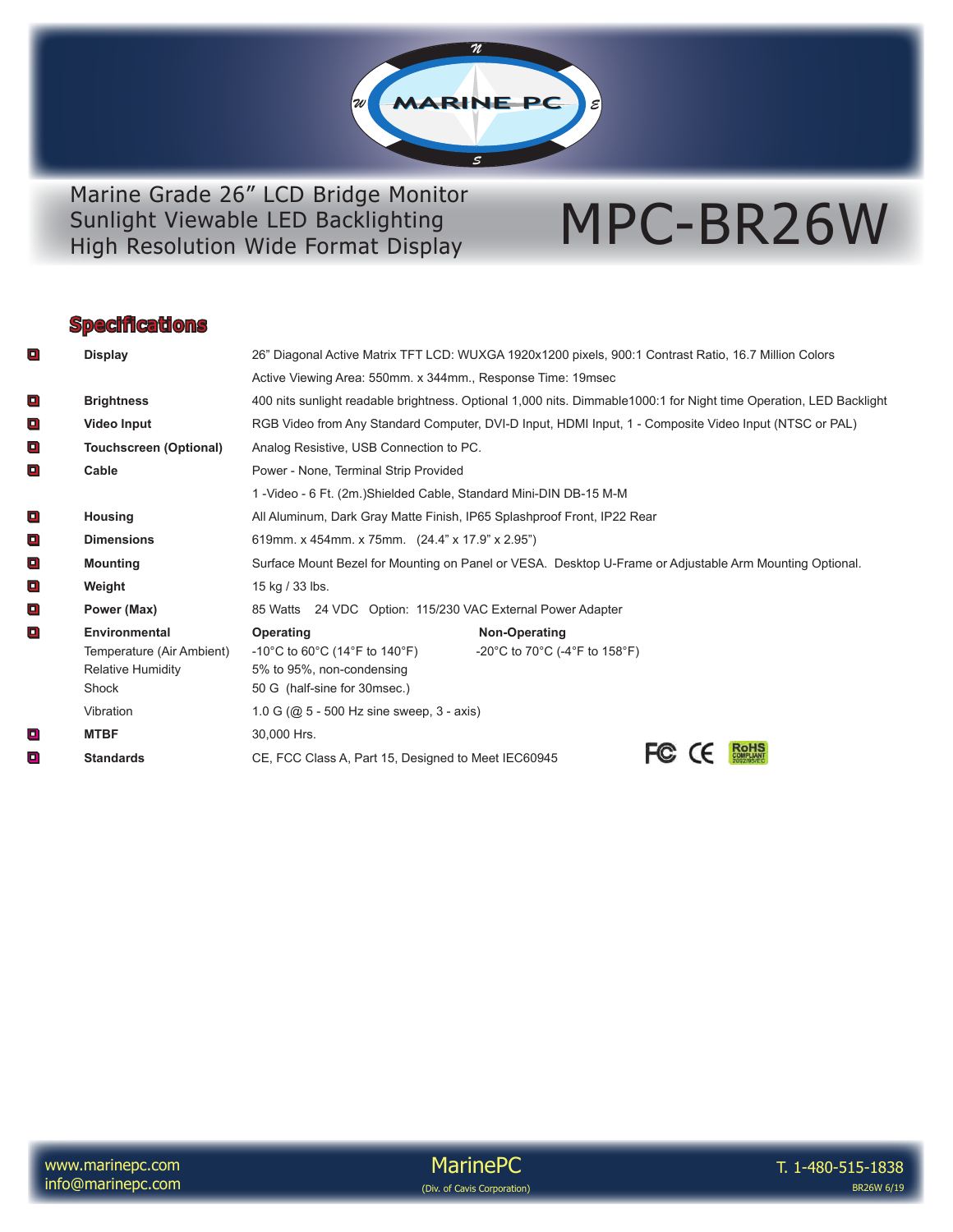Marine Grade 26” LCD Bridge Monitor
Sunlight Viewable LED Backlighting
High Resolution Wide Format Display

# MPC-BR26W

## Specifications

| | | |
|---|---|---|
| **Display** | 26” Diagonal Active Matrix TFT LCD: WUXGA 1920x1200 pixels, 900:1 Contrast Ratio, 16.7 Million Colors | |
| | Active Viewing Area: 550mm. x 344mm., Response Time: 19msec | |
| **Brightness** | 400 nits sunlight readable brightness. Optional 1,000 nits. Dimmable1000:1 for Night time Operation, LED Backlight | |
| **Video Input** | RGB Video from Any Standard Computer, DVI-D Input, HDMI Input, 1 - Composite Video Input (NTSC or PAL) | |
| **Touchscreen (Optional)** | Analog Resistive, USB Connection to PC. | |
| **Cable** | Power - None, Terminal Strip Provided | |
| | 1 -Video - 6 Ft. (2m.)Shielded Cable, Standard Mini-DIN DB-15 M-M | |
| **Housing** | All Aluminum, Dark Gray Matte Finish, IP65 Splashproof Front, IP22 Rear | |
| **Dimensions** | 619mm. x 454mm. x 75mm. (24.4” x 17.9” x 2.95”) | |
| **Mounting** | Surface Mount Bezel for Mounting on Panel or VESA. Desktop U-Frame or Adjustable Arm Mounting Optional. | |
| **Weight** | 15 kg / 33 lbs. | |
| **Power (Max)** | 85 Watts 24 VDC Option: 115/230 VAC External Power Adapter | |
| **Environmental** | **Operating** | **Non-Operating** |
| Temperature (Air Ambient) | -10°C to 60°C (14°F to 140°F) | -20°C to 70°C (-4°F to 158°F) |
| Relative Humidity | 5% to 95%, non-condensing | |
| Shock | 50 G (half-sine for 30msec.) | |
| Vibration | 1.0 G (@ 5 - 500 Hz sine sweep, 3 - axis) | |
| **MTBF** | 30,000 Hrs. | |
| **Standards** | CE, FCC Class A, Part 15, Designed to Meet IEC60945 | |

www.marinepc.com
info@marinepc.com

MarinePC
(Div. of Cavis Corporation)

T. 1-480-515-1838
BR26W 6/19